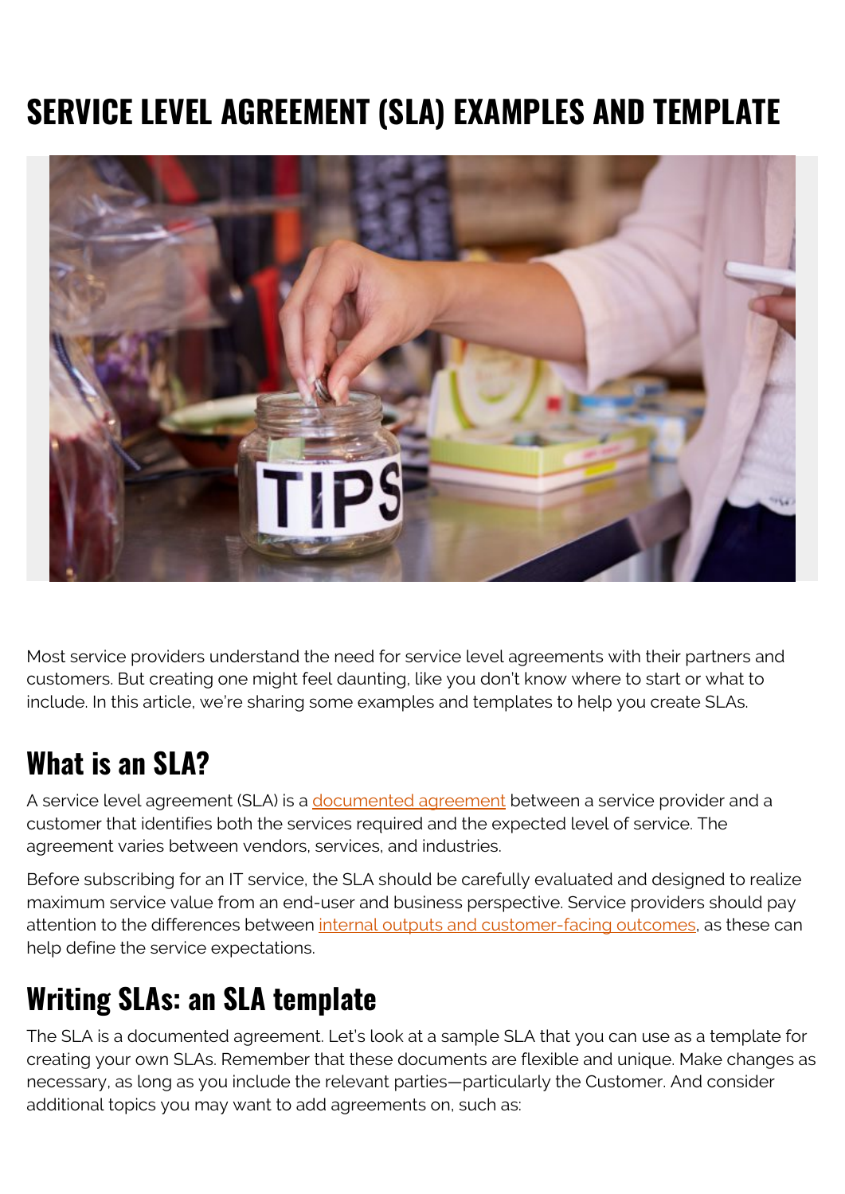# SERVICE LEVEL AGREEMENT (SLA) EXAMPLES AND TEMPLATE

Most service providers understand the need for service level agreements with their partners and customers. But creating one might feel daunting, like you don't know where to start or what to include. In this article, we're sharing some examples and templates to help you create SLAs.

## What is an SLA?

A service level agreement (SLA) is a documented agreement between a service provider and a customer that identifies both the services required and the expected level of service. The agreement varies between vendors, services, and industries.

Before subscribing for an IT service, the SLA should be carefully evaluated and designed to realize maximum service value from an end-user and business perspective. Service providers should pay attention to the differences between internal outputs and customer-facing outcomes, as these can help define the service expectations.

## Writing SLAs: an SLA template

The SLA is a documented agreement. Let's look at a sample SLA that you can use as a template for creating your own SLAs. Remember that these documents are flexible and unique. Make changes as necessary, as long as you include the relevant parties—particularly the Customer. And consider additional topics you may want to add agreements on, such as: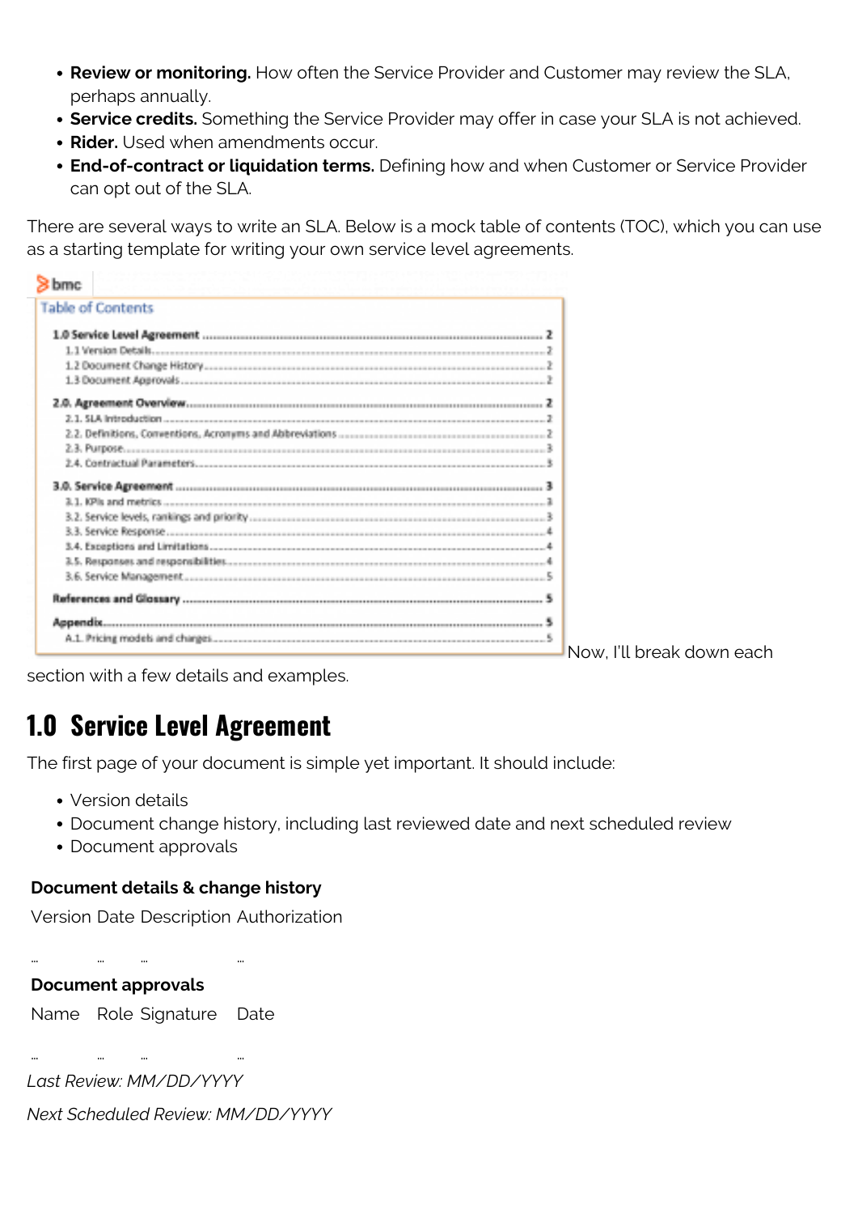- **Review or monitoring.** How often the Service Provider and Customer may review the SLA, perhaps annually.
- **Service credits.** Something the Service Provider may offer in case your SLA is not achieved.
- **Rider.** Used when amendments occur.
- **End-of-contract or liquidation terms.** Defining how and when Customer or Service Provider can opt out of the SLA.

There are several ways to write an SLA. Below is a mock table of contents (TOC), which you can use as a starting template for writing your own service level agreements.

**Table of Contents**

| Section | Page |
| --- | --- |
| **1.0 Service Level Agreement** | **2** |
| 1.1 Version Details | 2 |
| 1.2 Document Change History | 2 |
| 1.3 Document Approvals | 2 |
| **2.0. Agreement Overview** | **2** |
| 2.1. SLA Introduction | 2 |
| 2.2. Definitions, Conventions, Acronyms and Abbreviations | 2 |
| 2.3. Purpose | 3 |
| 2.4. Contractual Parameters | 3 |
| **3.0. Service Agreement** | **3** |
| 3.1. KPIs and metrics | 3 |
| 3.2. Service levels, rankings and priority | 3 |
| 3.3. Service Response | 4 |
| 3.4. Exceptions and Limitations | 4 |
| 3.5. Responses and responsibilities | 4 |
| 3.6. Service Management | 5 |
| **References and Glossary** | **5** |
| **Appendix** | **5** |
| A.1. Pricing models and charges | 5 |

Now, I'll break down each section with a few details and examples.

## 1.0 Service Level Agreement

The first page of your document is simple yet important. It should include:

- Version details
- Document change history, including last reviewed date and next scheduled review
- Document approvals

**Document details & change history**

| Version | Date | Description | Authorization |
| --- | --- | --- | --- |
| ... | ... | ... | ... |

**Document approvals**

| Name | Role | Signature | Date |
| --- | --- | --- | --- |
| ... | ... | ... | ... |

*Last Review: MM/DD/YYYY*

*Next Scheduled Review: MM/DD/YYYY*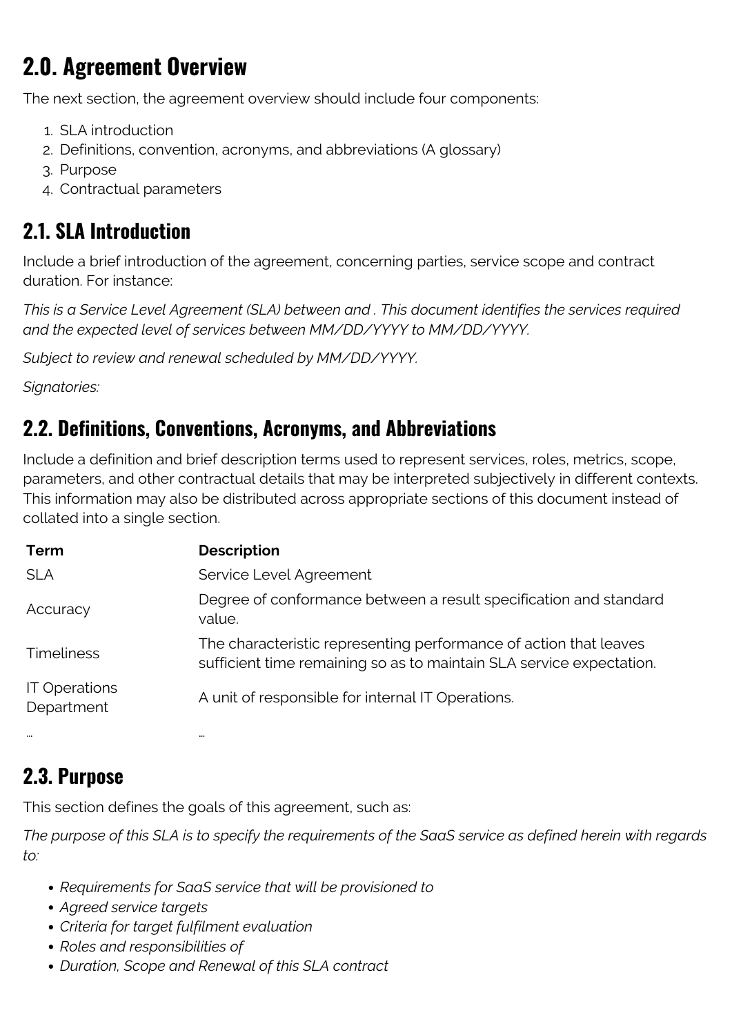## 2.0. Agreement Overview

The next section, the agreement overview should include four components:

1. SLA introduction
2. Definitions, convention, acronyms, and abbreviations (A glossary)
3. Purpose
4. Contractual parameters

## 2.1. SLA Introduction

Include a brief introduction of the agreement, concerning parties, service scope and contract duration. For instance:

*This is a Service Level Agreement (SLA) between and . This document identifies the services required and the expected level of services between MM/DD/YYYY to MM/DD/YYYY.*

*Subject to review and renewal scheduled by MM/DD/YYYY.*

*Signatories:*

## 2.2. Definitions, Conventions, Acronyms, and Abbreviations

Include a definition and brief description terms used to represent services, roles, metrics, scope, parameters, and other contractual details that may be interpreted subjectively in different contexts. This information may also be distributed across appropriate sections of this document instead of collated into a single section.

| Term | Description |
| --- | --- |
| SLA | Service Level Agreement |
| Accuracy | Degree of conformance between a result specification and standard value. |
| Timeliness | The characteristic representing performance of action that leaves sufficient time remaining so as to maintain SLA service expectation. |
| IT Operations Department | A unit of responsible for internal IT Operations. |
| … | … |

## 2.3. Purpose

This section defines the goals of this agreement, such as:

*The purpose of this SLA is to specify the requirements of the SaaS service as defined herein with regards to:*

- *Requirements for SaaS service that will be provisioned to*
- *Agreed service targets*
- *Criteria for target fulfilment evaluation*
- *Roles and responsibilities of*
- *Duration, Scope and Renewal of this SLA contract*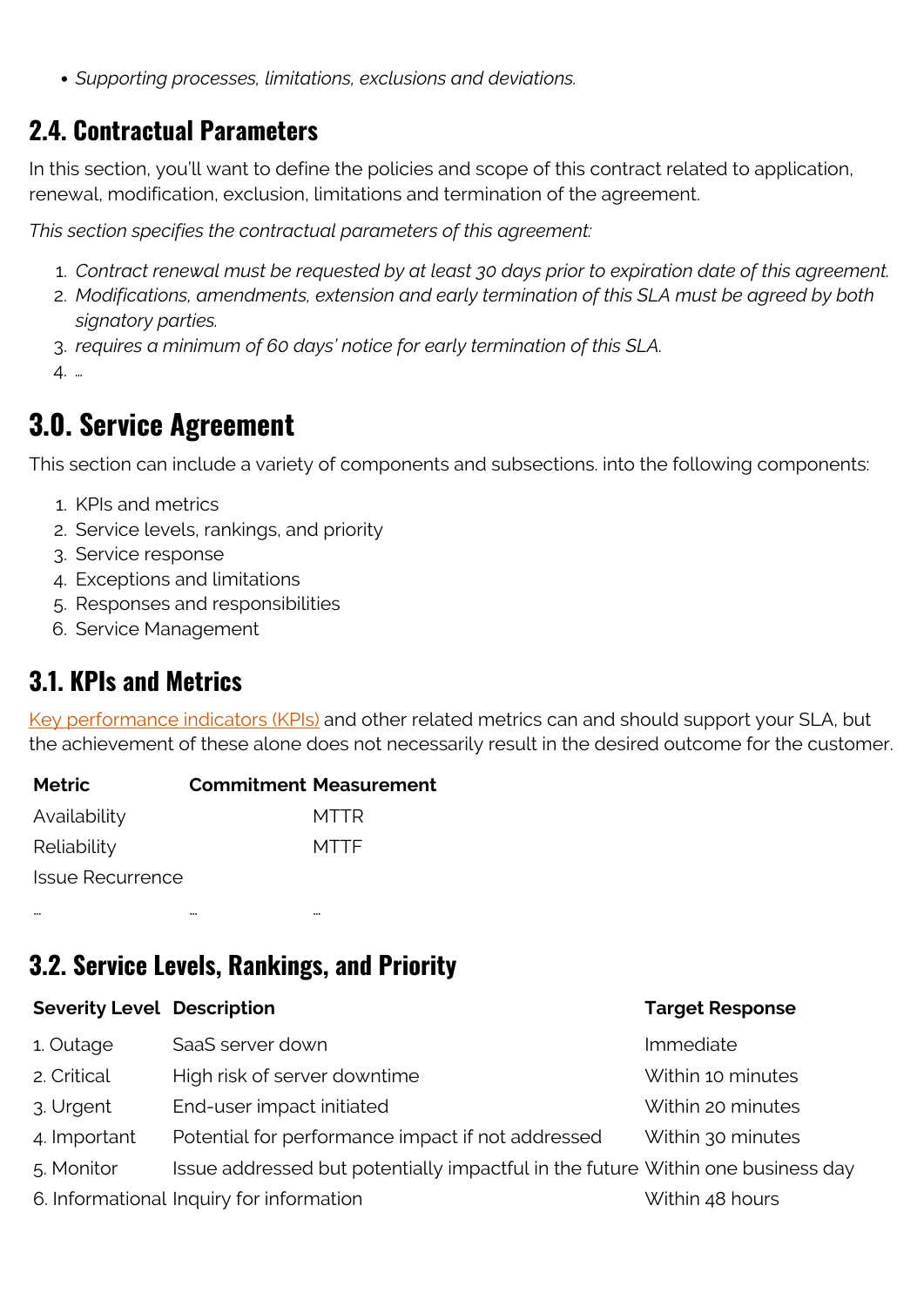- *Supporting processes, limitations, exclusions and deviations.*

## 2.4. Contractual Parameters

In this section, you'll want to define the policies and scope of this contract related to application, renewal, modification, exclusion, limitations and termination of the agreement.

*This section specifies the contractual parameters of this agreement:*

1. *Contract renewal must be requested by at least 30 days prior to expiration date of this agreement.*
2. *Modifications, amendments, extension and early termination of this SLA must be agreed by both signatory parties.*
3. *requires a minimum of 60 days' notice for early termination of this SLA.*
4. *…*

# 3.0. Service Agreement

This section can include a variety of components and subsections. into the following components:

1. KPIs and metrics
2. Service levels, rankings, and priority
3. Service response
4. Exceptions and limitations
5. Responses and responsibilities
6. Service Management

## 3.1. KPIs and Metrics

Key performance indicators (KPIs) and other related metrics can and should support your SLA, but the achievement of these alone does not necessarily result in the desired outcome for the customer.

| Metric | Commitment | Measurement |
|---|---|---|
| Availability | | MTTR |
| Reliability | | MTTF |
| Issue Recurrence | | |
| … | … | … |

## 3.2. Service Levels, Rankings, and Priority

| Severity Level | Description | Target Response |
|---|---|---|
| 1. Outage | SaaS server down | Immediate |
| 2. Critical | High risk of server downtime | Within 10 minutes |
| 3. Urgent | End-user impact initiated | Within 20 minutes |
| 4. Important | Potential for performance impact if not addressed | Within 30 minutes |
| 5. Monitor | Issue addressed but potentially impactful in the future | Within one business day |
| 6. Informational | Inquiry for information | Within 48 hours |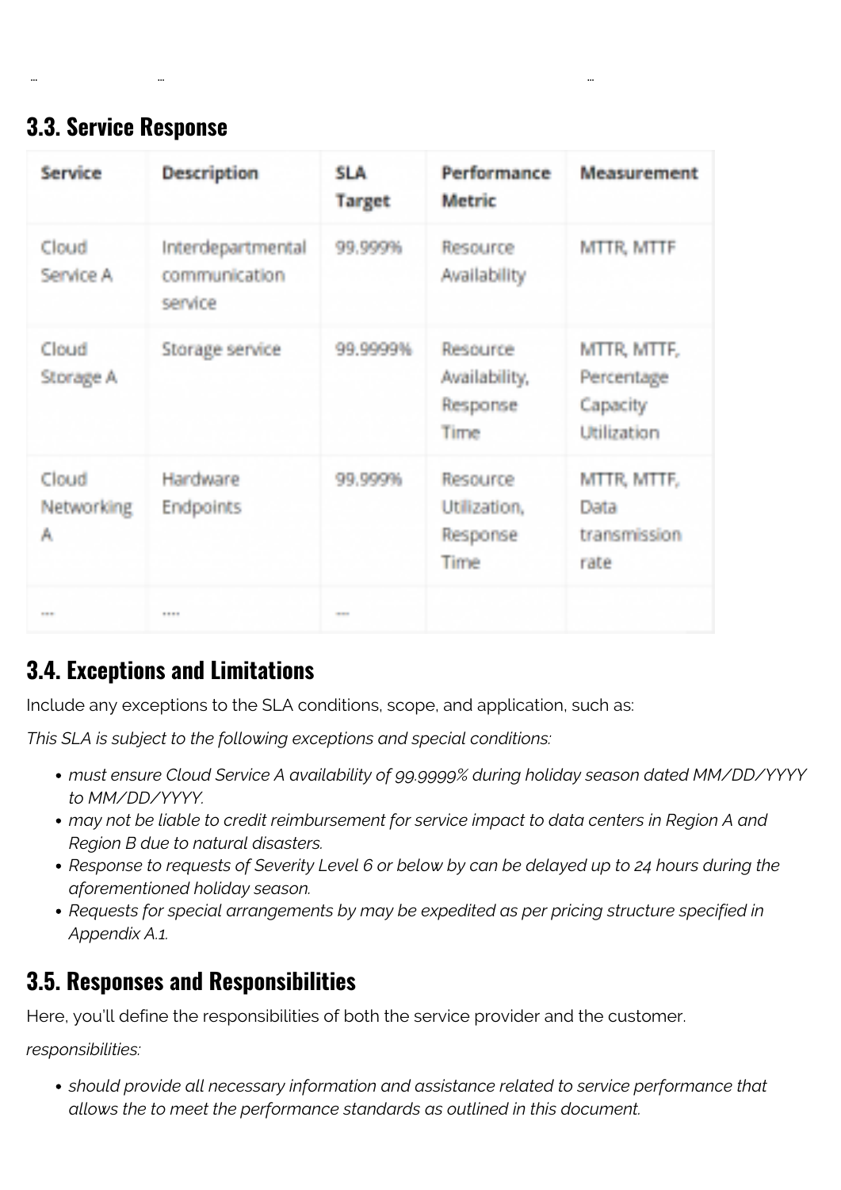| ... | ... | ... |
|---|---|---|

### 3.3. Service Response

| Service | Description | SLA Target | Performance Metric | Measurement |
|---|---|---|---|---|
| Cloud Service A | Interdepartmental communication service | 99.999% | Resource Availability | MTTR, MTTF |
| Cloud Storage A | Storage service | 99.9999% | Resource Availability, Response Time | MTTR, MTTF, Percentage Capacity Utilization |
| Cloud Networking A | Hardware Endpoints | 99.999% | Resource Utilization, Response Time | MTTR, MTTF, Data transmission rate |
| ... | .... | ... | | |

### 3.4. Exceptions and Limitations

Include any exceptions to the SLA conditions, scope, and application, such as:

*This SLA is subject to the following exceptions and special conditions:*

- *must ensure Cloud Service A availability of 99.9999% during holiday season dated MM/DD/YYYY to MM/DD/YYYY.*
- *may not be liable to credit reimbursement for service impact to data centers in Region A and Region B due to natural disasters.*
- *Response to requests of Severity Level 6 or below by can be delayed up to 24 hours during the aforementioned holiday season.*
- *Requests for special arrangements by may be expedited as per pricing structure specified in Appendix A.1.*

### 3.5. Responses and Responsibilities

Here, you'll define the responsibilities of both the service provider and the customer.

*responsibilities:*

- *should provide all necessary information and assistance related to service performance that allows the to meet the performance standards as outlined in this document.*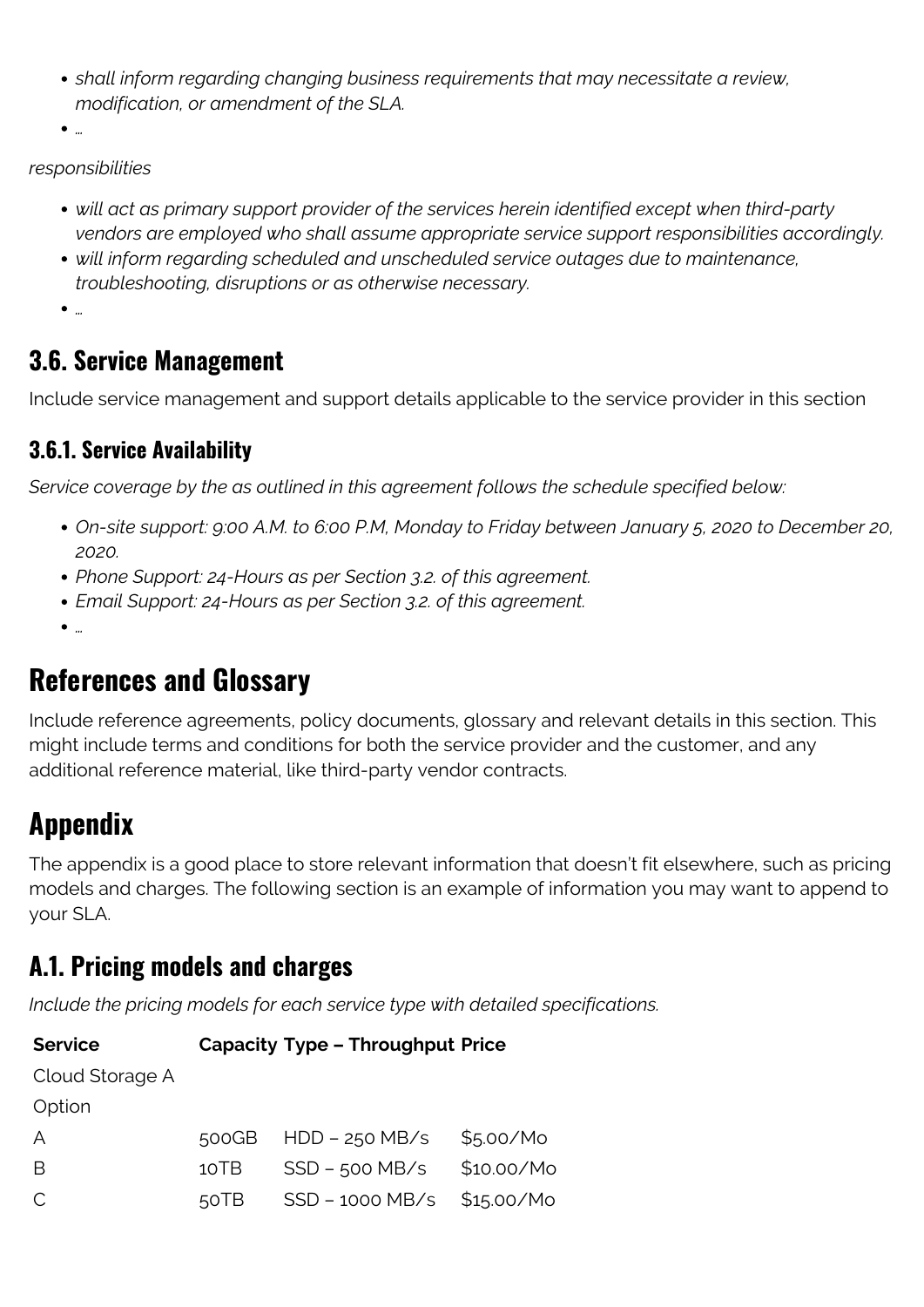- *shall inform regarding changing business requirements that may necessitate a review, modification, or amendment of the SLA.*
- *…*

*responsibilities*

- *will act as primary support provider of the services herein identified except when third-party vendors are employed who shall assume appropriate service support responsibilities accordingly.*
- *will inform regarding scheduled and unscheduled service outages due to maintenance, troubleshooting, disruptions or as otherwise necessary.*
- *…*

### 3.6. Service Management

Include service management and support details applicable to the service provider in this section

#### 3.6.1. Service Availability

*Service coverage by the as outlined in this agreement follows the schedule specified below:*

- *On-site support: 9:00 A.M. to 6:00 P.M, Monday to Friday between January 5, 2020 to December 20, 2020.*
- *Phone Support: 24-Hours as per Section 3.2. of this agreement.*
- *Email Support: 24-Hours as per Section 3.2. of this agreement.*
- *…*

## References and Glossary

Include reference agreements, policy documents, glossary and relevant details in this section. This might include terms and conditions for both the service provider and the customer, and any additional reference material, like third-party vendor contracts.

## Appendix

The appendix is a good place to store relevant information that doesn't fit elsewhere, such as pricing models and charges. The following section is an example of information you may want to append to your SLA.

### A.1. Pricing models and charges

*Include the pricing models for each service type with detailed specifications.*

| Service | Capacity | Type – Throughput | Price |
|---|---|---|---|
| Cloud Storage A | | | |
| Option | | | |
| A | 500GB | HDD – 250 MB/s | $5.00/Mo |
| B | 10TB | SSD – 500 MB/s | $10.00/Mo |
| C | 50TB | SSD – 1000 MB/s | $15.00/Mo |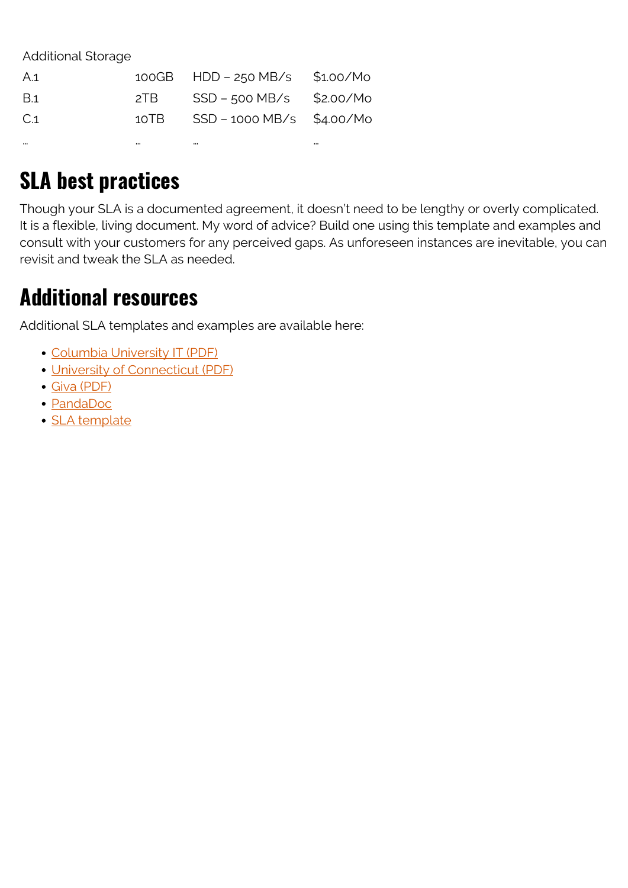| | | | |
|---|---|---|---|
| Additional Storage | | | |
| A.1 | 100GB | HDD – 250 MB/s | $1.00/Mo |
| B.1 | 2TB | SSD – 500 MB/s | $2.00/Mo |
| C.1 | 10TB | SSD – 1000 MB/s | $4.00/Mo |
| ... | ... | ... | ... |

## SLA best practices

Though your SLA is a documented agreement, it doesn't need to be lengthy or overly complicated. It is a flexible, living document. My word of advice? Build one using this template and examples and consult with your customers for any perceived gaps. As unforeseen instances are inevitable, you can revisit and tweak the SLA as needed.

## Additional resources

Additional SLA templates and examples are available here:

- Columbia University IT (PDF)
- University of Connecticut (PDF)
- Giva (PDF)
- PandaDoc
- SLA template